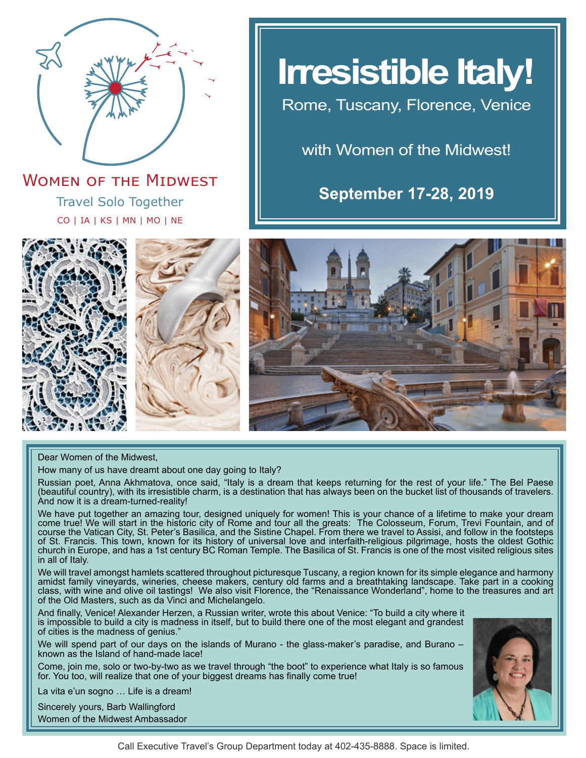Women of the Midwest

Travel Solo Together

CO | IA | KS | MN | MO | NE

# Irresistible Italy!

Rome, Tuscany, Florence, Venice

with Women of the Midwest!

**September 17-28, 2019**

Dear Women of the Midwest,

How many of us have dreamt about one day going to Italy?

Russian poet, Anna Akhmatova, once said, "Italy is a dream that keeps returning for the rest of your life." The Bel Paese (beautiful country), with its irresistible charm, is a destination that has always been on the bucket list of thousands of travelers. And now it is a dream-turned-reality!

We have put together an amazing tour, designed uniquely for women! This is your chance of a lifetime to make your dream come true! We will start in the historic city of Rome and tour all the greats: The Colosseum, Forum, Trevi Fountain, and of course the Vatican City, St. Peter's Basilica, and the Sistine Chapel. From there we travel to Assisi, and follow in the footsteps of St. Francis. This town, known for its history of universal love and interfaith-religious pilgrimage, hosts the oldest Gothic church in Europe, and has a 1st century BC Roman Temple. The Basilica of St. Francis is one of the most visited religious sites in all of Italy.

We will travel amongst hamlets scattered throughout picturesque Tuscany, a region known for its simple elegance and harmony amidst family vineyards, wineries, cheese makers, century old farms and a breathtaking landscape. Take part in a cooking class, with wine and olive oil tastings! We also visit Florence, the "Renaissance Wonderland", home to the treasures and art of the Old Masters, such as da Vinci and Michelangelo.

And finally, Venice! Alexander Herzen, a Russian writer, wrote this about Venice: "To build a city where it is impossible to build a city is madness in itself, but to build there one of the most elegant and grandest of cities is the madness of genius."

We will spend part of our days on the islands of Murano - the glass-maker's paradise, and Burano – known as the Island of hand-made lace!

Come, join me, solo or two-by-two as we travel through "the boot" to experience what Italy is so famous for. You too, will realize that one of your biggest dreams has finally come true!

La vita e'un sogno … Life is a dream!

Sincerely yours, Barb Wallingford
Women of the Midwest Ambassador

Call Executive Travel's Group Department today at 402-435-8888. Space is limited.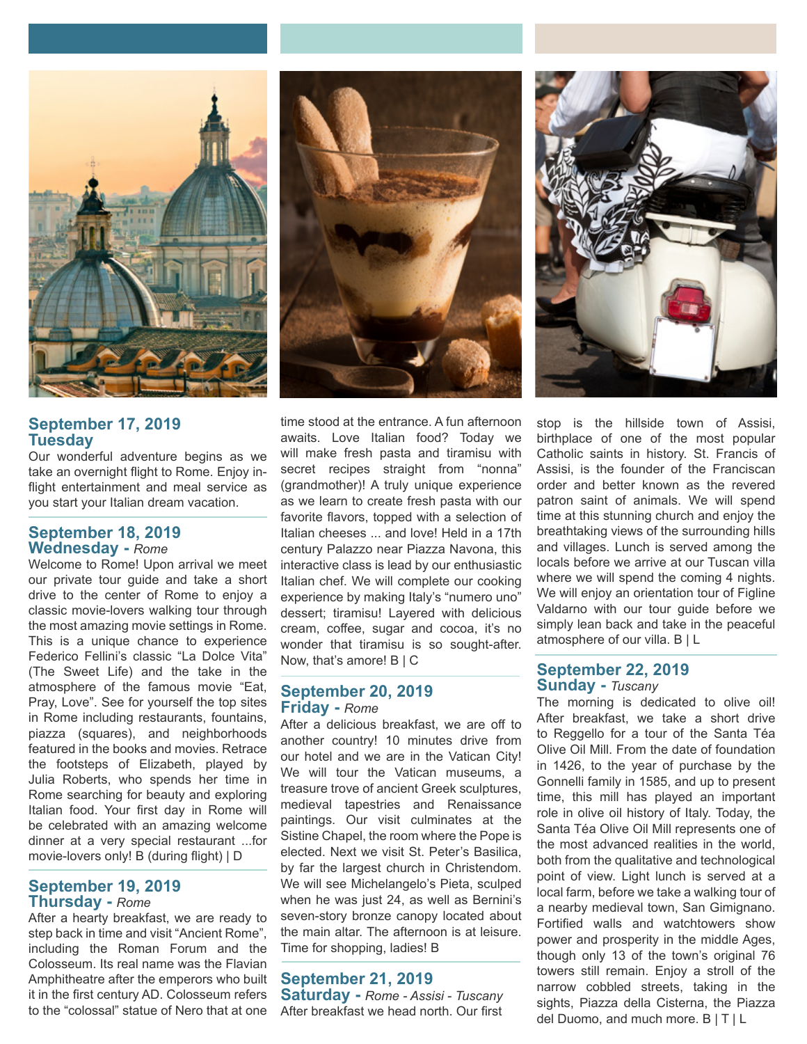## September 17, 2019
### Tuesday

Our wonderful adventure begins as we take an overnight flight to Rome. Enjoy in-flight entertainment and meal service as you start your Italian dream vacation.

## September 18, 2019
### Wednesday - *Rome*

Welcome to Rome! Upon arrival we meet our private tour guide and take a short drive to the center of Rome to enjoy a classic movie-lovers walking tour through the most amazing movie settings in Rome. This is a unique chance to experience Federico Fellini's classic "La Dolce Vita" (The Sweet Life) and the take in the atmosphere of the famous movie "Eat, Pray, Love". See for yourself the top sites in Rome including restaurants, fountains, piazza (squares), and neighborhoods featured in the books and movies. Retrace the footsteps of Elizabeth, played by Julia Roberts, who spends her time in Rome searching for beauty and exploring Italian food. Your first day in Rome will be celebrated with an amazing welcome dinner at a very special restaurant ...for movie-lovers only! B (during flight) | D

## September 19, 2019
### Thursday - *Rome*

After a hearty breakfast, we are ready to step back in time and visit "Ancient Rome", including the Roman Forum and the Colosseum. Its real name was the Flavian Amphitheatre after the emperors who built it in the first century AD. Colosseum refers to the "colossal" statue of Nero that at one time stood at the entrance. A fun afternoon awaits. Love Italian food? Today we will make fresh pasta and tiramisu with secret recipes straight from "nonna" (grandmother)! A truly unique experience as we learn to create fresh pasta with our favorite flavors, topped with a selection of Italian cheeses ... and love! Held in a 17th century Palazzo near Piazza Navona, this interactive class is lead by our enthusiastic Italian chef. We will complete our cooking experience by making Italy's "numero uno" dessert; tiramisu! Layered with delicious cream, coffee, sugar and cocoa, it's no wonder that tiramisu is so sought-after. Now, that's amore! B | C

## September 20, 2019
### Friday - *Rome*

After a delicious breakfast, we are off to another country! 10 minutes drive from our hotel and we are in the Vatican City! We will tour the Vatican museums, a treasure trove of ancient Greek sculptures, medieval tapestries and Renaissance paintings. Our visit culminates at the Sistine Chapel, the room where the Pope is elected. Next we visit St. Peter's Basilica, by far the largest church in Christendom. We will see Michelangelo's Pieta, sculped when he was just 24, as well as Bernini's seven-story bronze canopy located about the main altar. The afternoon is at leisure. Time for shopping, ladies! B

## September 21, 2019
### Saturday - *Rome - Assisi - Tuscany*

After breakfast we head north. Our first stop is the hillside town of Assisi, birthplace of one of the most popular Catholic saints in history. St. Francis of Assisi, is the founder of the Franciscan order and better known as the revered patron saint of animals. We will spend time at this stunning church and enjoy the breathtaking views of the surrounding hills and villages. Lunch is served among the locals before we arrive at our Tuscan villa where we will spend the coming 4 nights. We will enjoy an orientation tour of Figline Valdarno with our tour guide before we simply lean back and take in the peaceful atmosphere of our villa. B | L

## September 22, 2019
### Sunday - *Tuscany*

The morning is dedicated to olive oil! After breakfast, we take a short drive to Reggello for a tour of the Santa Téa Olive Oil Mill. From the date of foundation in 1426, to the year of purchase by the Gonnelli family in 1585, and up to present time, this mill has played an important role in olive oil history of Italy. Today, the Santa Téa Olive Oil Mill represents one of the most advanced realities in the world, both from the qualitative and technological point of view. Light lunch is served at a local farm, before we take a walking tour of a nearby medieval town, San Gimignano. Fortified walls and watchtowers show power and prosperity in the middle Ages, though only 13 of the town's original 76 towers still remain. Enjoy a stroll of the narrow cobbled streets, taking in the sights, Piazza della Cisterna, the Piazza del Duomo, and much more. B | T | L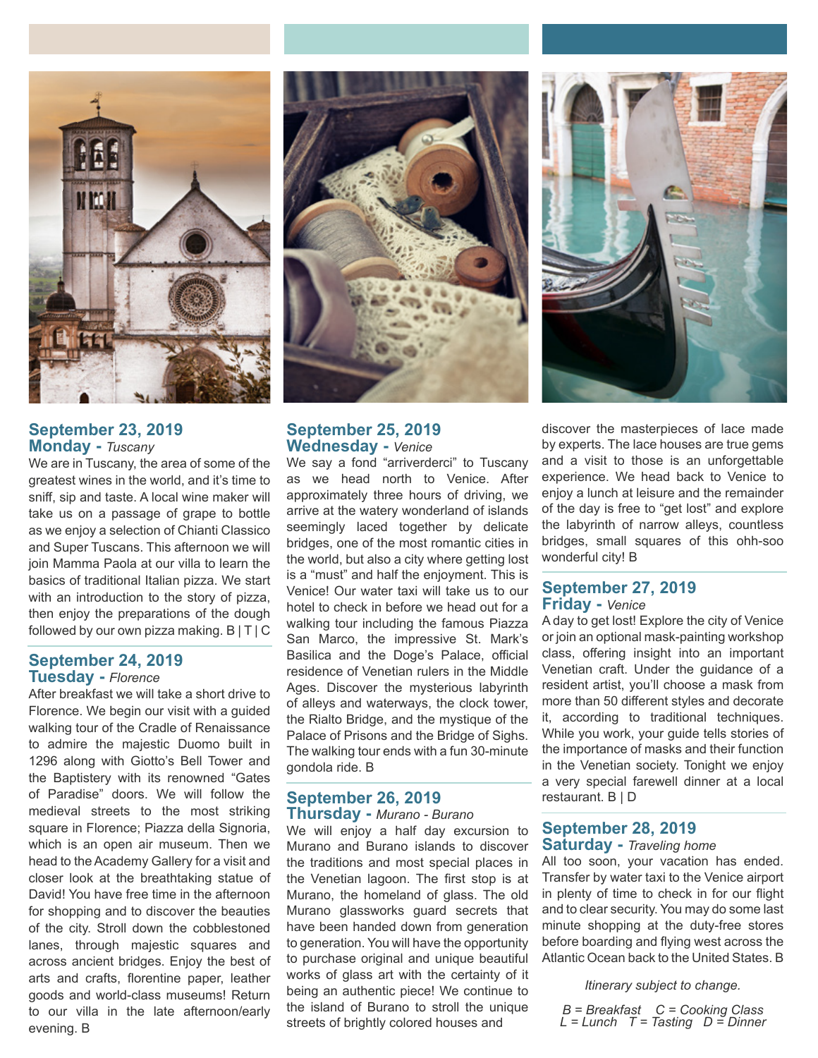## September 23, 2019
### Monday - *Tuscany*

We are in Tuscany, the area of some of the greatest wines in the world, and it's time to sniff, sip and taste. A local wine maker will take us on a passage of grape to bottle as we enjoy a selection of Chianti Classico and Super Tuscans. This afternoon we will join Mamma Paola at our villa to learn the basics of traditional Italian pizza. We start with an introduction to the story of pizza, then enjoy the preparations of the dough followed by our own pizza making. B | T | C

## September 24, 2019
### Tuesday - *Florence*

After breakfast we will take a short drive to Florence. We begin our visit with a guided walking tour of the Cradle of Renaissance to admire the majestic Duomo built in 1296 along with Giotto's Bell Tower and the Baptistery with its renowned "Gates of Paradise" doors. We will follow the medieval streets to the most striking square in Florence; Piazza della Signoria, which is an open air museum. Then we head to the Academy Gallery for a visit and closer look at the breathtaking statue of David! You have free time in the afternoon for shopping and to discover the beauties of the city. Stroll down the cobblestoned lanes, through majestic squares and across ancient bridges. Enjoy the best of arts and crafts, florentine paper, leather goods and world-class museums! Return to our villa in the late afternoon/early evening. B

## September 25, 2019
### Wednesday - *Venice*

We say a fond "arriverderci" to Tuscany as we head north to Venice. After approximately three hours of driving, we arrive at the watery wonderland of islands seemingly laced together by delicate bridges, one of the most romantic cities in the world, but also a city where getting lost is a "must" and half the enjoyment. This is Venice! Our water taxi will take us to our hotel to check in before we head out for a walking tour including the famous Piazza San Marco, the impressive St. Mark's Basilica and the Doge's Palace, official residence of Venetian rulers in the Middle Ages. Discover the mysterious labyrinth of alleys and waterways, the clock tower, the Rialto Bridge, and the mystique of the Palace of Prisons and the Bridge of Sighs. The walking tour ends with a fun 30-minute gondola ride. B

## September 26, 2019
### Thursday - *Murano - Burano*

We will enjoy a half day excursion to Murano and Burano islands to discover the traditions and most special places in the Venetian lagoon. The first stop is at Murano, the homeland of glass. The old Murano glassworks guard secrets that have been handed down from generation to generation. You will have the opportunity to purchase original and unique beautiful works of glass art with the certainty of it being an authentic piece! We continue to the island of Burano to stroll the unique streets of brightly colored houses and discover the masterpieces of lace made by experts. The lace houses are true gems and a visit to those is an unforgettable experience. We head back to Venice to enjoy a lunch at leisure and the remainder of the day is free to "get lost" and explore the labyrinth of narrow alleys, countless bridges, small squares of this ohh-soo wonderful city! B

## September 27, 2019
### Friday - *Venice*

A day to get lost! Explore the city of Venice or join an optional mask-painting workshop class, offering insight into an important Venetian craft. Under the guidance of a resident artist, you'll choose a mask from more than 50 different styles and decorate it, according to traditional techniques. While you work, your guide tells stories of the importance of masks and their function in the Venetian society. Tonight we enjoy a very special farewell dinner at a local restaurant. B | D

## September 28, 2019
### Saturday - *Traveling home*

All too soon, your vacation has ended. Transfer by water taxi to the Venice airport in plenty of time to check in for our flight and to clear security. You may do some last minute shopping at the duty-free stores before boarding and flying west across the Atlantic Ocean back to the United States. B

*Itinerary subject to change.*

*B = Breakfast C = Cooking Class*
*L = Lunch T = Tasting D = Dinner*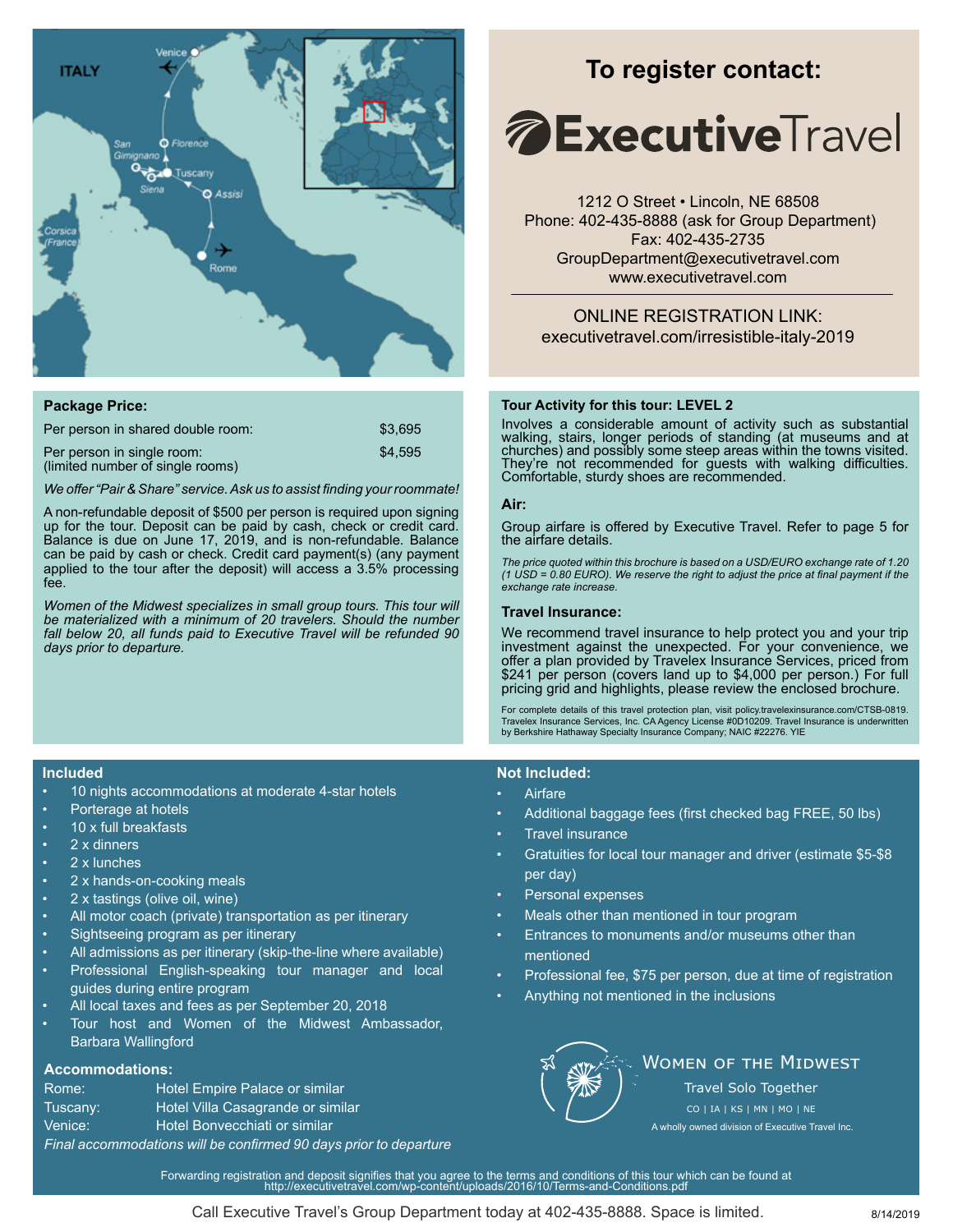## To register contact:

**Executive**Travel

1212 O Street • Lincoln, NE 68508
Phone: 402-435-8888 (ask for Group Department)
Fax: 402-435-2735
GroupDepartment@executivetravel.com
www.executivetravel.com

ONLINE REGISTRATION LINK:
executivetravel.com/irresistible-italy-2019

### Package Price:

| | |
|---|---|
| Per person in shared double room: | $3,695 |
| Per person in single room: (limited number of single rooms) | $4,595 |

*We offer "Pair & Share" service. Ask us to assist finding your roommate!*

A non-refundable deposit of $500 per person is required upon signing up for the tour. Deposit can be paid by cash, check or credit card. Balance is due on June 17, 2019, and is non-refundable. Balance can be paid by cash or check. Credit card payment(s) (any payment applied to the tour after the deposit) will access a 3.5% processing fee.

*Women of the Midwest specializes in small group tours. This tour will be materialized with a minimum of 20 travelers. Should the number fall below 20, all funds paid to Executive Travel will be refunded 90 days prior to departure.*

### Tour Activity for this tour: LEVEL 2

Involves a considerable amount of activity such as substantial walking, stairs, longer periods of standing (at museums and at churches) and possibly some steep areas within the towns visited. They're not recommended for guests with walking difficulties. Comfortable, sturdy shoes are recommended.

### Air:

Group airfare is offered by Executive Travel. Refer to page 5 for the airfare details.

*The price quoted within this brochure is based on a USD/EURO exchange rate of 1.20 (1 USD = 0.80 EURO). We reserve the right to adjust the price at final payment if the exchange rate increase.*

### Travel Insurance:

We recommend travel insurance to help protect you and your trip investment against the unexpected. For your convenience, we offer a plan provided by Travelex Insurance Services, priced from $241 per person (covers land up to $4,000 per person.) For full pricing grid and highlights, please review the enclosed brochure.

For complete details of this travel protection plan, visit policy.travelexinsurance.com/CTSB-0819. Travelex Insurance Services, Inc. CA Agency License #0D10209. Travel Insurance is underwritten by Berkshire Hathaway Specialty Insurance Company; NAIC #22276. YIE

### Included

- 10 nights accommodations at moderate 4-star hotels
- Porterage at hotels
- 10 x full breakfasts
- 2 x dinners
- 2 x lunches
- 2 x hands-on-cooking meals
- 2 x tastings (olive oil, wine)
- All motor coach (private) transportation as per itinerary
- Sightseeing program as per itinerary
- All admissions as per itinerary (skip-the-line where available)
- Professional English-speaking tour manager and local guides during entire program
- All local taxes and fees as per September 20, 2018
- Tour host and Women of the Midwest Ambassador, Barbara Wallingford

### Accommodations:

| | |
|---|---|
| Rome: | Hotel Empire Palace or similar |
| Tuscany: | Hotel Villa Casagrande or similar |
| Venice: | Hotel Bonvecchiati or similar |

*Final accommodations will be confirmed 90 days prior to departure*

### Not Included:

- Airfare
- Additional baggage fees (first checked bag FREE, 50 lbs)
- Travel insurance
- Gratuities for local tour manager and driver (estimate $5-$8 per day)
- Personal expenses
- Meals other than mentioned in tour program
- Entrances to monuments and/or museums other than mentioned
- Professional fee, $75 per person, due at time of registration
- Anything not mentioned in the inclusions

WOMEN OF THE MIDWEST
Travel Solo Together
CO | IA | KS | MN | MO | NE
A wholly owned division of Executive Travel Inc.

Forwarding registration and deposit signifies that you agree to the terms and conditions of this tour which can be found at http://executivetravel.com/wp-content/uploads/2016/10/Terms-and-Conditions.pdf

Call Executive Travel's Group Department today at 402-435-8888. Space is limited.

8/14/2019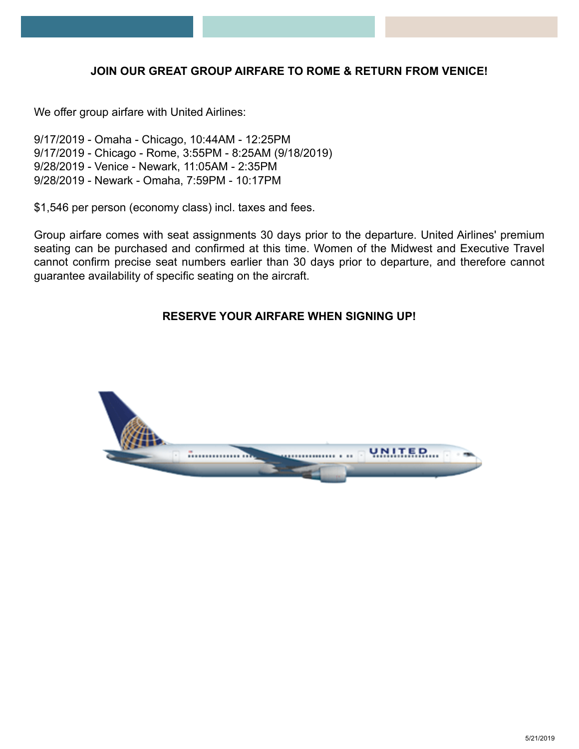**JOIN OUR GREAT GROUP AIRFARE TO ROME & RETURN FROM VENICE!**

We offer group airfare with United Airlines:

9/17/2019 - Omaha - Chicago, 10:44AM - 12:25PM
9/17/2019 - Chicago - Rome, 3:55PM - 8:25AM (9/18/2019)
9/28/2019 - Venice - Newark, 11:05AM - 2:35PM
9/28/2019 - Newark - Omaha, 7:59PM - 10:17PM

$1,546 per person (economy class) incl. taxes and fees.

Group airfare comes with seat assignments 30 days prior to the departure. United Airlines' premium seating can be purchased and confirmed at this time. Women of the Midwest and Executive Travel cannot confirm precise seat numbers earlier than 30 days prior to departure, and therefore cannot guarantee availability of specific seating on the aircraft.

**RESERVE YOUR AIRFARE WHEN SIGNING UP!**

5/21/2019